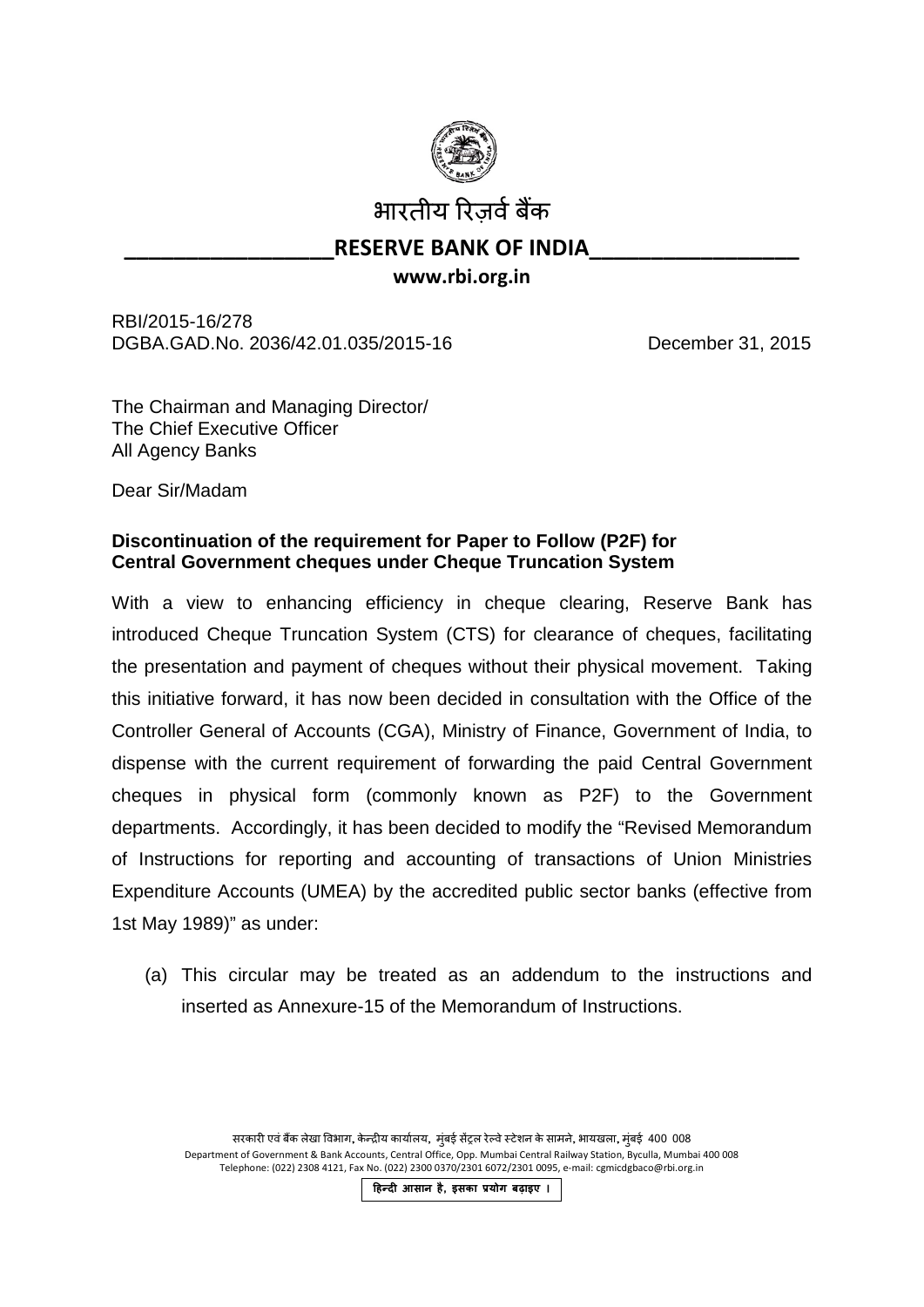भारतीय रिज़र्व बैंक

**RESERVE BANK OF INDIA**

**www.rbi.org.in**

RBI/2015-16/278
DGBA.GAD.No. 2036/42.01.035/2015-16

December 31, 2015

The Chairman and Managing Director/
The Chief Executive Officer
All Agency Banks

Dear Sir/Madam

**Discontinuation of the requirement for Paper to Follow (P2F) for Central Government cheques under Cheque Truncation System**

With a view to enhancing efficiency in cheque clearing, Reserve Bank has introduced Cheque Truncation System (CTS) for clearance of cheques, facilitating the presentation and payment of cheques without their physical movement. Taking this initiative forward, it has now been decided in consultation with the Office of the Controller General of Accounts (CGA), Ministry of Finance, Government of India, to dispense with the current requirement of forwarding the paid Central Government cheques in physical form (commonly known as P2F) to the Government departments. Accordingly, it has been decided to modify the "Revised Memorandum of Instructions for reporting and accounting of transactions of Union Ministries Expenditure Accounts (UMEA) by the accredited public sector banks (effective from 1st May 1989)" as under:

(a) This circular may be treated as an addendum to the instructions and inserted as Annexure-15 of the Memorandum of Instructions.

सरकारी एवं बैंक लेखा विभाग, केन्द्रीय कार्यालय, मुंबई सेंट्रल रेल्वे स्टेशन के सामने, भायखला, मुंबई 400 008
Department of Government & Bank Accounts, Central Office, Opp. Mumbai Central Railway Station, Byculla, Mumbai 400 008
Telephone: (022) 2308 4121, Fax No. (022) 2300 0370/2301 6072/2301 0095, e-mail: cgmicdgbaco@rbi.org.in

हिन्दी आसान है, इसका प्रयोग बढ़ाइए ।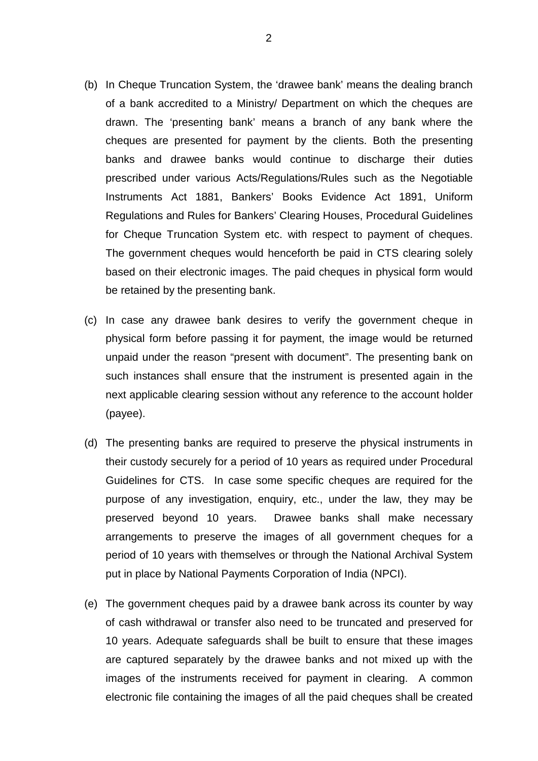(b) In Cheque Truncation System, the 'drawee bank' means the dealing branch of a bank accredited to a Ministry/ Department on which the cheques are drawn. The 'presenting bank' means a branch of any bank where the cheques are presented for payment by the clients. Both the presenting banks and drawee banks would continue to discharge their duties prescribed under various Acts/Regulations/Rules such as the Negotiable Instruments Act 1881, Bankers' Books Evidence Act 1891, Uniform Regulations and Rules for Bankers' Clearing Houses, Procedural Guidelines for Cheque Truncation System etc. with respect to payment of cheques. The government cheques would henceforth be paid in CTS clearing solely based on their electronic images. The paid cheques in physical form would be retained by the presenting bank.

(c) In case any drawee bank desires to verify the government cheque in physical form before passing it for payment, the image would be returned unpaid under the reason "present with document". The presenting bank on such instances shall ensure that the instrument is presented again in the next applicable clearing session without any reference to the account holder (payee).

(d) The presenting banks are required to preserve the physical instruments in their custody securely for a period of 10 years as required under Procedural Guidelines for CTS. In case some specific cheques are required for the purpose of any investigation, enquiry, etc., under the law, they may be preserved beyond 10 years. Drawee banks shall make necessary arrangements to preserve the images of all government cheques for a period of 10 years with themselves or through the National Archival System put in place by National Payments Corporation of India (NPCI).

(e) The government cheques paid by a drawee bank across its counter by way of cash withdrawal or transfer also need to be truncated and preserved for 10 years. Adequate safeguards shall be built to ensure that these images are captured separately by the drawee banks and not mixed up with the images of the instruments received for payment in clearing. A common electronic file containing the images of all the paid cheques shall be created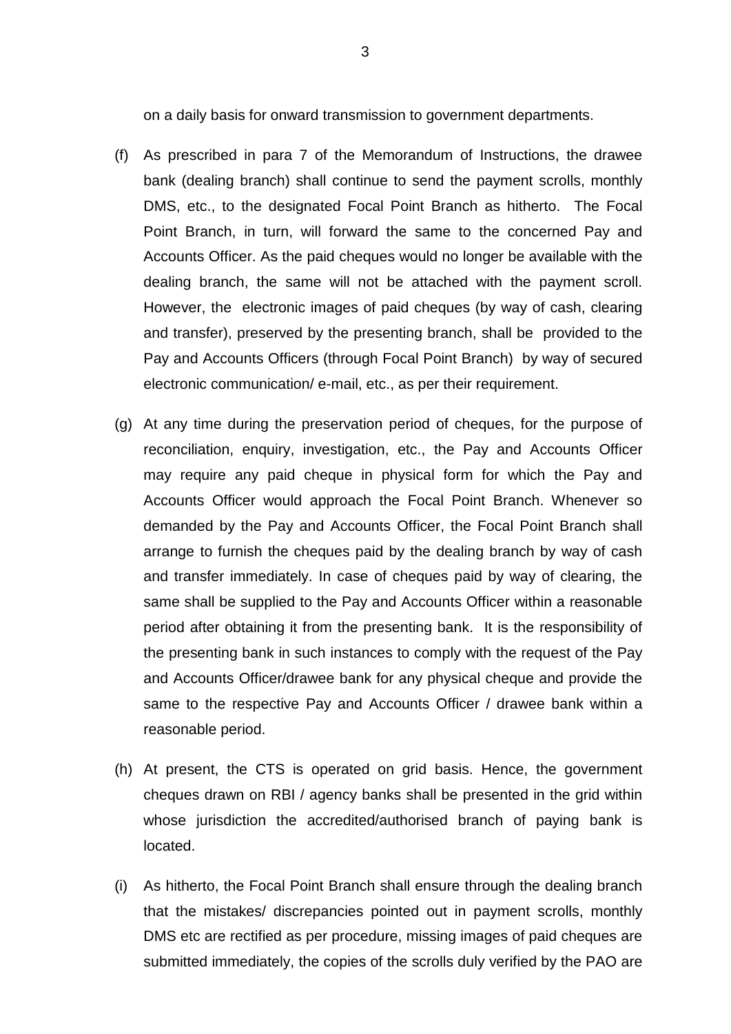on a daily basis for onward transmission to government departments.

(f) As prescribed in para 7 of the Memorandum of Instructions, the drawee bank (dealing branch) shall continue to send the payment scrolls, monthly DMS, etc., to the designated Focal Point Branch as hitherto. The Focal Point Branch, in turn, will forward the same to the concerned Pay and Accounts Officer. As the paid cheques would no longer be available with the dealing branch, the same will not be attached with the payment scroll. However, the electronic images of paid cheques (by way of cash, clearing and transfer), preserved by the presenting branch, shall be provided to the Pay and Accounts Officers (through Focal Point Branch) by way of secured electronic communication/ e-mail, etc., as per their requirement.

(g) At any time during the preservation period of cheques, for the purpose of reconciliation, enquiry, investigation, etc., the Pay and Accounts Officer may require any paid cheque in physical form for which the Pay and Accounts Officer would approach the Focal Point Branch. Whenever so demanded by the Pay and Accounts Officer, the Focal Point Branch shall arrange to furnish the cheques paid by the dealing branch by way of cash and transfer immediately. In case of cheques paid by way of clearing, the same shall be supplied to the Pay and Accounts Officer within a reasonable period after obtaining it from the presenting bank. It is the responsibility of the presenting bank in such instances to comply with the request of the Pay and Accounts Officer/drawee bank for any physical cheque and provide the same to the respective Pay and Accounts Officer / drawee bank within a reasonable period.

(h) At present, the CTS is operated on grid basis. Hence, the government cheques drawn on RBI / agency banks shall be presented in the grid within whose jurisdiction the accredited/authorised branch of paying bank is located.

(i) As hitherto, the Focal Point Branch shall ensure through the dealing branch that the mistakes/ discrepancies pointed out in payment scrolls, monthly DMS etc are rectified as per procedure, missing images of paid cheques are submitted immediately, the copies of the scrolls duly verified by the PAO are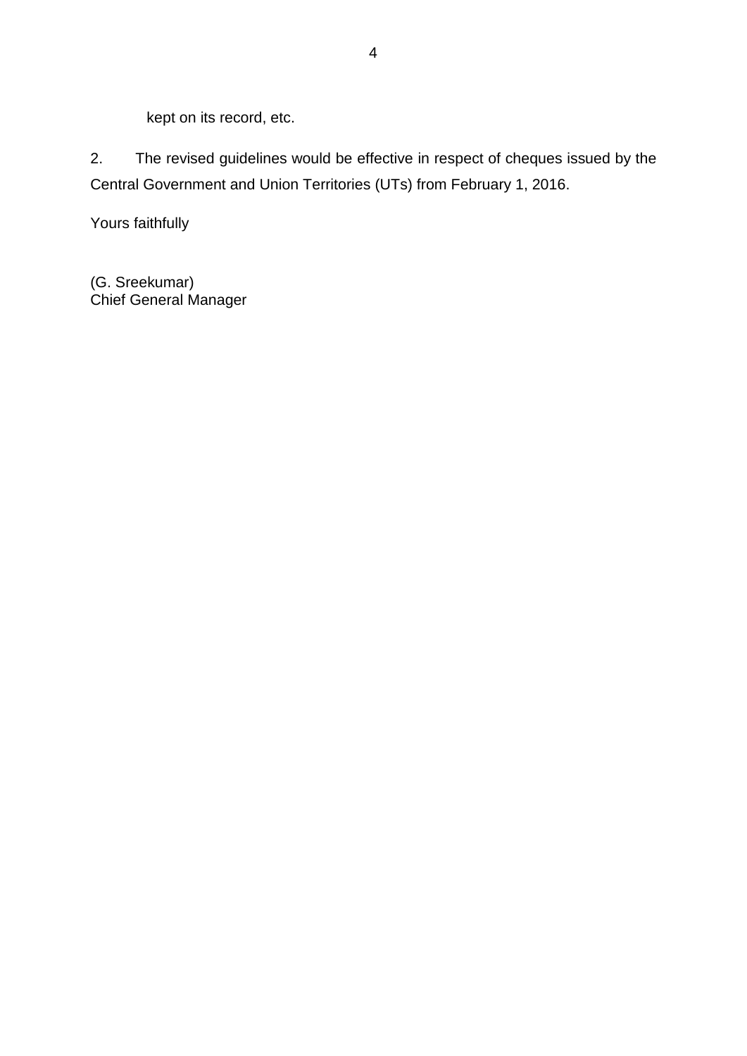kept on its record, etc.

2. The revised guidelines would be effective in respect of cheques issued by the Central Government and Union Territories (UTs) from February 1, 2016.

Yours faithfully

(G. Sreekumar)
Chief General Manager